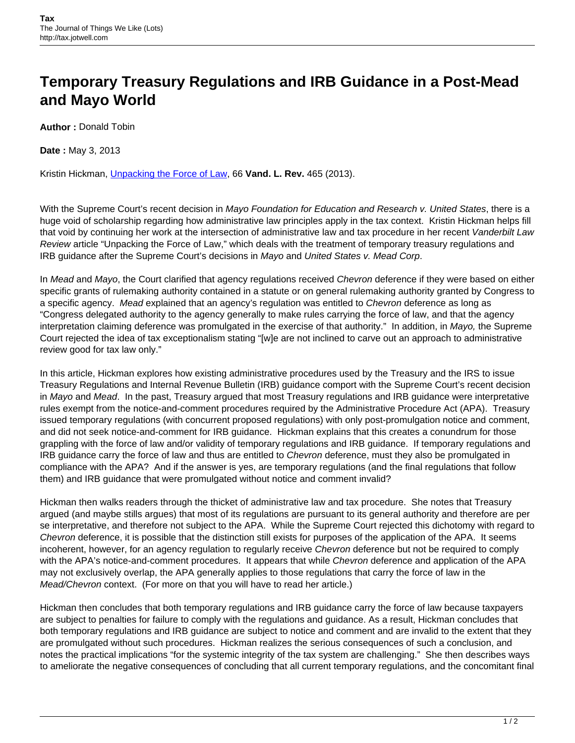# Temporary Treasury Regulations and IRB Guidance in a Post-Mead and Mayo World

**Author :** Donald Tobin

**Date :** May 3, 2013

Kristin Hickman, Unpacking the Force of Law, 66 **Vand. L. Rev.** 465 (2013).

With the Supreme Court's recent decision in *Mayo Foundation for Education and Research v. United States*, there is a huge void of scholarship regarding how administrative law principles apply in the tax context. Kristin Hickman helps fill that void by continuing her work at the intersection of administrative law and tax procedure in her recent *Vanderbilt Law Review* article "Unpacking the Force of Law," which deals with the treatment of temporary treasury regulations and IRB guidance after the Supreme Court's decisions in *Mayo* and *United States v. Mead Corp*.

In *Mead* and *Mayo*, the Court clarified that agency regulations received *Chevron* deference if they were based on either specific grants of rulemaking authority contained in a statute or on general rulemaking authority granted by Congress to a specific agency. *Mead* explained that an agency's regulation was entitled to *Chevron* deference as long as "Congress delegated authority to the agency generally to make rules carrying the force of law, and that the agency interpretation claiming deference was promulgated in the exercise of that authority." In addition, in *Mayo,* the Supreme Court rejected the idea of tax exceptionalism stating "[w]e are not inclined to carve out an approach to administrative review good for tax law only."

In this article, Hickman explores how existing administrative procedures used by the Treasury and the IRS to issue Treasury Regulations and Internal Revenue Bulletin (IRB) guidance comport with the Supreme Court's recent decision in *Mayo* and *Mead*. In the past, Treasury argued that most Treasury regulations and IRB guidance were interpretative rules exempt from the notice-and-comment procedures required by the Administrative Procedure Act (APA). Treasury issued temporary regulations (with concurrent proposed regulations) with only post-promulgation notice and comment, and did not seek notice-and-comment for IRB guidance. Hickman explains that this creates a conundrum for those grappling with the force of law and/or validity of temporary regulations and IRB guidance. If temporary regulations and IRB guidance carry the force of law and thus are entitled to *Chevron* deference, must they also be promulgated in compliance with the APA? And if the answer is yes, are temporary regulations (and the final regulations that follow them) and IRB guidance that were promulgated without notice and comment invalid?

Hickman then walks readers through the thicket of administrative law and tax procedure. She notes that Treasury argued (and maybe stills argues) that most of its regulations are pursuant to its general authority and therefore are per se interpretative, and therefore not subject to the APA. While the Supreme Court rejected this dichotomy with regard to *Chevron* deference, it is possible that the distinction still exists for purposes of the application of the APA. It seems incoherent, however, for an agency regulation to regularly receive *Chevron* deference but not be required to comply with the APA's notice-and-comment procedures. It appears that while *Chevron* deference and application of the APA may not exclusively overlap, the APA generally applies to those regulations that carry the force of law in the *Mead/Chevron* context. (For more on that you will have to read her article.)

Hickman then concludes that both temporary regulations and IRB guidance carry the force of law because taxpayers are subject to penalties for failure to comply with the regulations and guidance. As a result, Hickman concludes that both temporary regulations and IRB guidance are subject to notice and comment and are invalid to the extent that they are promulgated without such procedures. Hickman realizes the serious consequences of such a conclusion, and notes the practical implications "for the systemic integrity of the tax system are challenging." She then describes ways to ameliorate the negative consequences of concluding that all current temporary regulations, and the concomitant final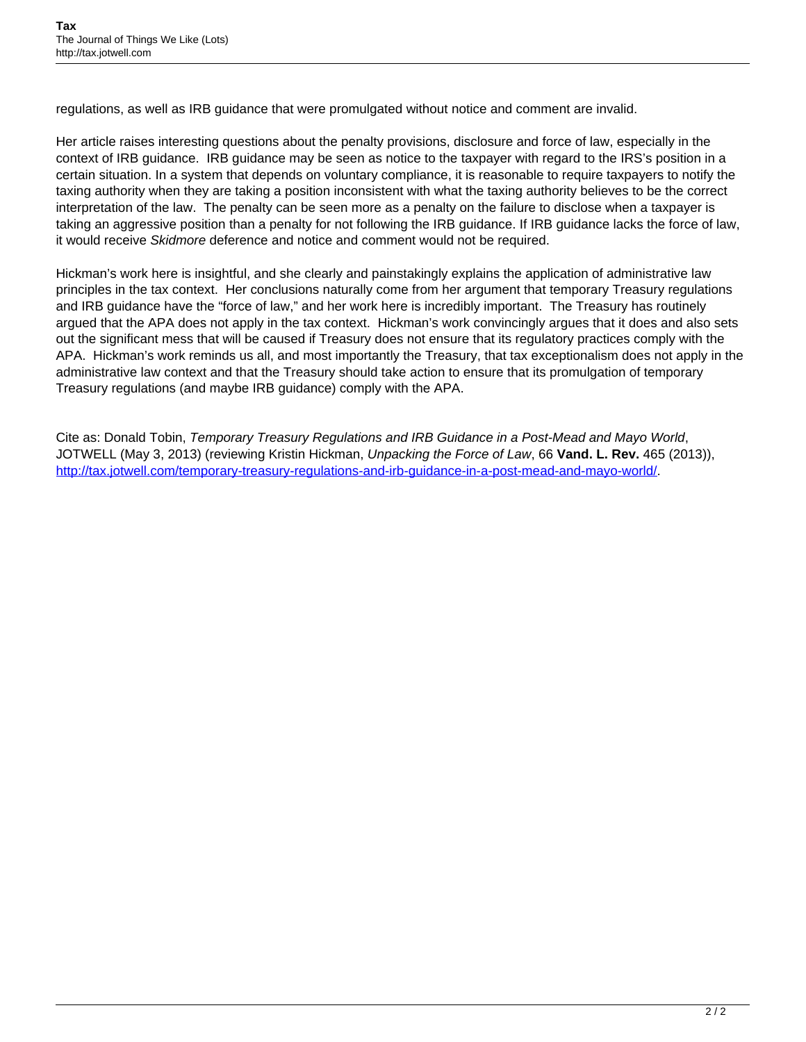regulations, as well as IRB guidance that were promulgated without notice and comment are invalid.

Her article raises interesting questions about the penalty provisions, disclosure and force of law, especially in the context of IRB guidance. IRB guidance may be seen as notice to the taxpayer with regard to the IRS's position in a certain situation. In a system that depends on voluntary compliance, it is reasonable to require taxpayers to notify the taxing authority when they are taking a position inconsistent with what the taxing authority believes to be the correct interpretation of the law. The penalty can be seen more as a penalty on the failure to disclose when a taxpayer is taking an aggressive position than a penalty for not following the IRB guidance. If IRB guidance lacks the force of law, it would receive *Skidmore* deference and notice and comment would not be required.

Hickman's work here is insightful, and she clearly and painstakingly explains the application of administrative law principles in the tax context. Her conclusions naturally come from her argument that temporary Treasury regulations and IRB guidance have the "force of law," and her work here is incredibly important. The Treasury has routinely argued that the APA does not apply in the tax context. Hickman's work convincingly argues that it does and also sets out the significant mess that will be caused if Treasury does not ensure that its regulatory practices comply with the APA. Hickman's work reminds us all, and most importantly the Treasury, that tax exceptionalism does not apply in the administrative law context and that the Treasury should take action to ensure that its promulgation of temporary Treasury regulations (and maybe IRB guidance) comply with the APA.

Cite as: Donald Tobin, *Temporary Treasury Regulations and IRB Guidance in a Post-Mead and Mayo World*, JOTWELL (May 3, 2013) (reviewing Kristin Hickman, *Unpacking the Force of Law*, 66 **Vand. L. Rev.** 465 (2013)), http://tax.jotwell.com/temporary-treasury-regulations-and-irb-guidance-in-a-post-mead-and-mayo-world/.